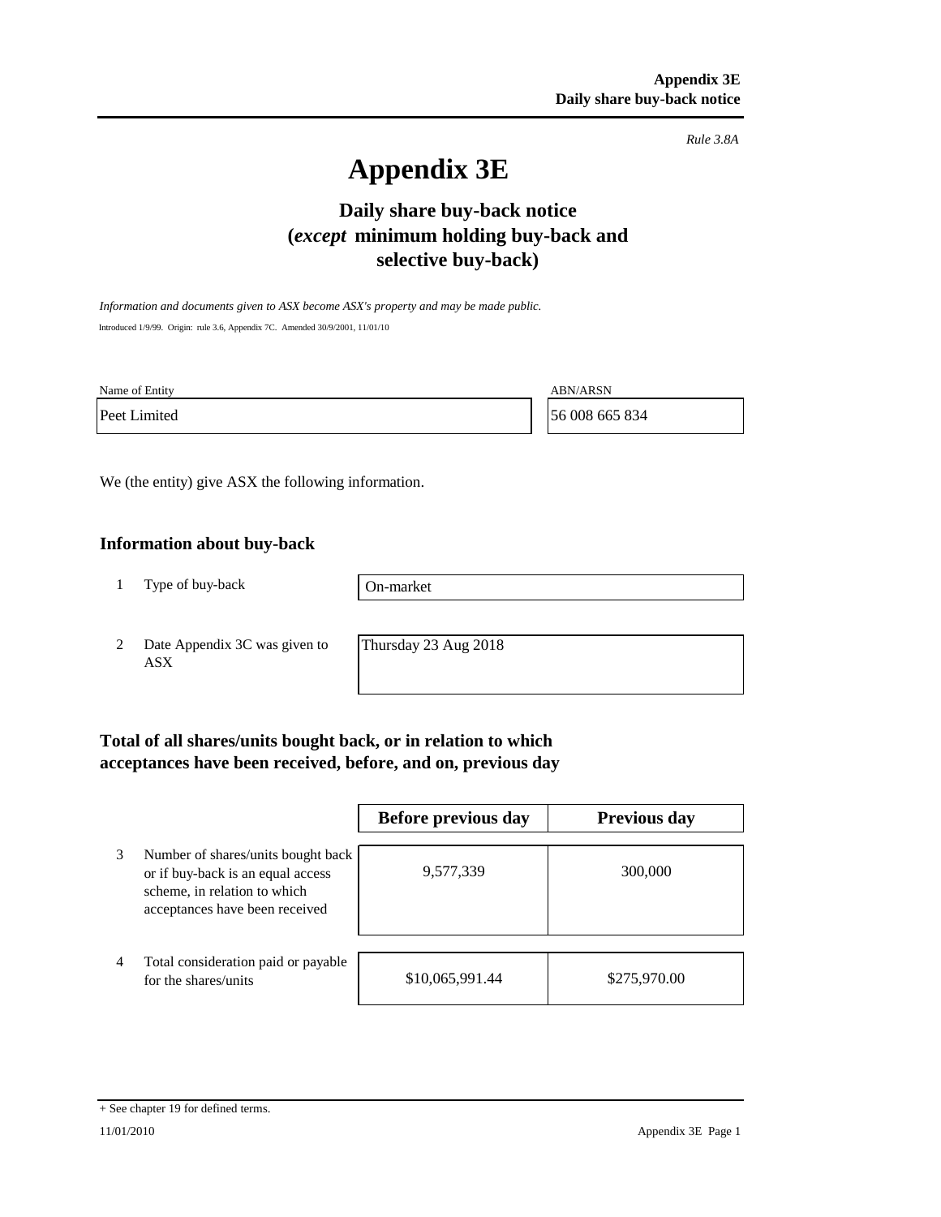*Rule 3.8A*

# Appendix 3E

## Daily share buy-back notice (*except* minimum holding buy-back and selective buy-back)

*Information and documents given to ASX become ASX's property and may be made public.*

Introduced 1/9/99. Origin: rule 3.6, Appendix 7C. Amended 30/9/2001, 11/01/10

| Name of Entity | ABN/ARSN |
| --- | --- |
| Peet Limited | 56 008 665 834 |

We (the entity) give ASX the following information.

### Information about buy-back

| | | |
| --- | --- | --- |
| 1 | Type of buy-back | On-market |
| 2 | Date Appendix 3C was given to ASX | Thursday 23 Aug 2018 |

### Total of all shares/units bought back, or in relation to which acceptances have been received, before, and on, previous day

| | | Before previous day | Previous day |
| --- | --- | --- | --- |
| 3 | Number of shares/units bought back or if buy-back is an equal access scheme, in relation to which acceptances have been received | 9,577,339 | 300,000 |
| 4 | Total consideration paid or payable for the shares/units | $10,065,991.44 | $275,970.00 |

+ See chapter 19 for defined terms.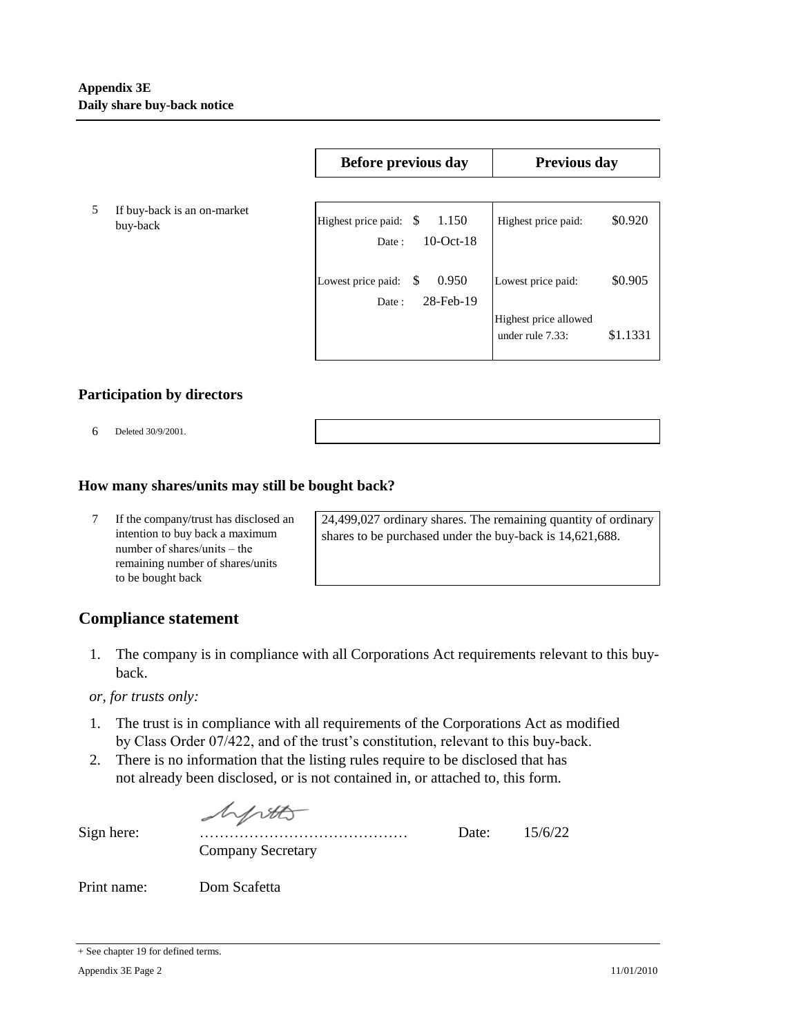**Appendix 3E**
**Daily share buy-back notice**

| | Before previous day | Previous day |
|---|---|---|
| 5 If buy-back is an on-market buy-back | Highest price paid: $ 1.150<br>Date : 10-Oct-18<br><br>Lowest price paid: $ 0.950<br>Date : 28-Feb-19 | Highest price paid: $0.920<br><br>Lowest price paid: $0.905<br><br>Highest price allowed under rule 7.33: $1.1331 |

## Participation by directors

| | |
|---|---|
| 6 Deleted 30/9/2001. | |

## How many shares/units may still be bought back?

| | |
|---|---|
| 7 If the company/trust has disclosed an intention to buy back a maximum number of shares/units – the remaining number of shares/units to be bought back | 24,499,027 ordinary shares. The remaining quantity of ordinary shares to be purchased under the buy-back is 14,621,688. |

## Compliance statement

1. The company is in compliance with all Corporations Act requirements relevant to this buy-back.

*or, for trusts only:*

1. The trust is in compliance with all requirements of the Corporations Act as modified by Class Order 07/422, and of the trust's constitution, relevant to this buy-back.
2. There is no information that the listing rules require to be disclosed that has not already been disclosed, or is not contained in, or attached to, this form.

Sign here: ……………………………………  Date: 15/6/22
Company Secretary

Print name: Dom Scafetta

+ See chapter 19 for defined terms.